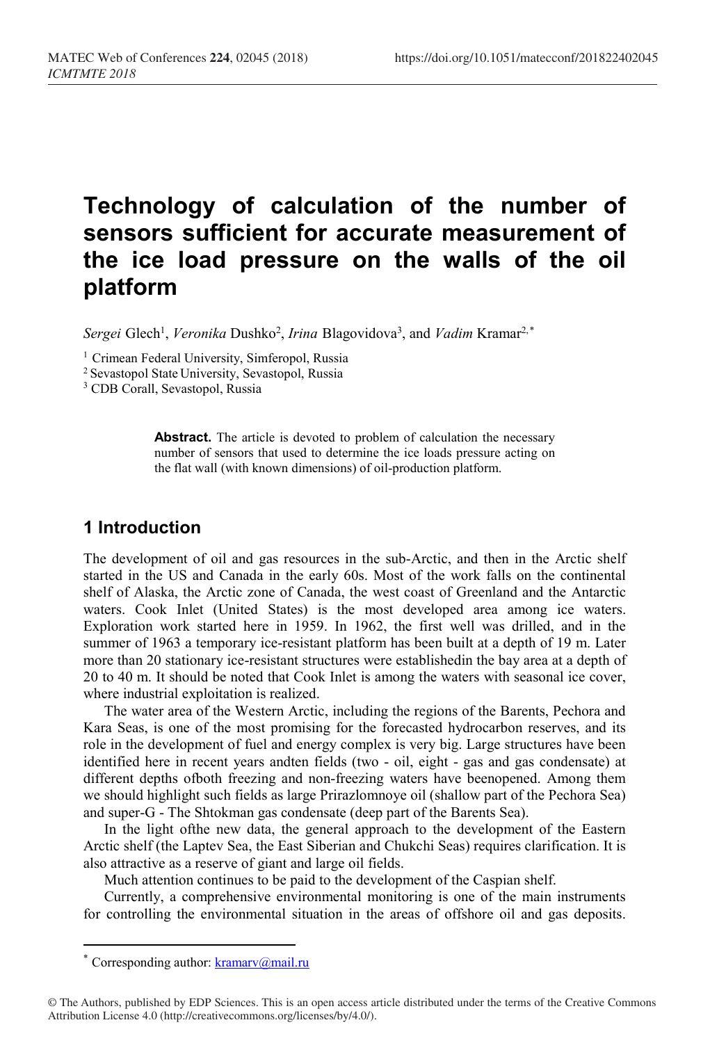# Technology of calculation of the number of sensors sufficient for accurate measurement of the ice load pressure on the walls of the oil platform

*Sergei* Glech[1], *Veronika* Dushko[2], *Irina* Blagovidova[3], and *Vadim* Kramar[2,*]

[1] Crimean Federal University, Simferopol, Russia

[2] Sevastopol State University, Sevastopol, Russia

[3] CDB Corall, Sevastopol, Russia

**Abstract.** The article is devoted to problem of calculation the necessary number of sensors that used to determine the ice loads pressure acting on the flat wall (with known dimensions) of oil-production platform.

## 1 Introduction

The development of oil and gas resources in the sub-Arctic, and then in the Arctic shelf started in the US and Canada in the early 60s. Most of the work falls on the continental shelf of Alaska, the Arctic zone of Canada, the west coast of Greenland and the Antarctic waters. Cook Inlet (United States) is the most developed area among ice waters. Exploration work started here in 1959. In 1962, the first well was drilled, and in the summer of 1963 a temporary ice-resistant platform has been built at a depth of 19 m. Later more than 20 stationary ice-resistant structures were establishedin the bay area at a depth of 20 to 40 m. It should be noted that Cook Inlet is among the waters with seasonal ice cover, where industrial exploitation is realized.

The water area of the Western Arctic, including the regions of the Barents, Pechora and Kara Seas, is one of the most promising for the forecasted hydrocarbon reserves, and its role in the development of fuel and energy complex is very big. Large structures have been identified here in recent years andten fields (two - oil, eight - gas and gas condensate) at different depths ofboth freezing and non-freezing waters have beenopened. Among them we should highlight such fields as large Prirazlomnoye oil (shallow part of the Pechora Sea) and super-G - The Shtokman gas condensate (deep part of the Barents Sea).

In the light ofthe new data, the general approach to the development of the Eastern Arctic shelf (the Laptev Sea, the East Siberian and Chukchi Seas) requires clarification. It is also attractive as a reserve of giant and large oil fields.

Much attention continues to be paid to the development of the Caspian shelf.

Currently, a comprehensive environmental monitoring is one of the main instruments for controlling the environmental situation in the areas of offshore oil and gas deposits.

[*] Corresponding author: kramarv@mail.ru

© The Authors, published by EDP Sciences. This is an open access article distributed under the terms of the Creative Commons Attribution License 4.0 (http://creativecommons.org/licenses/by/4.0/).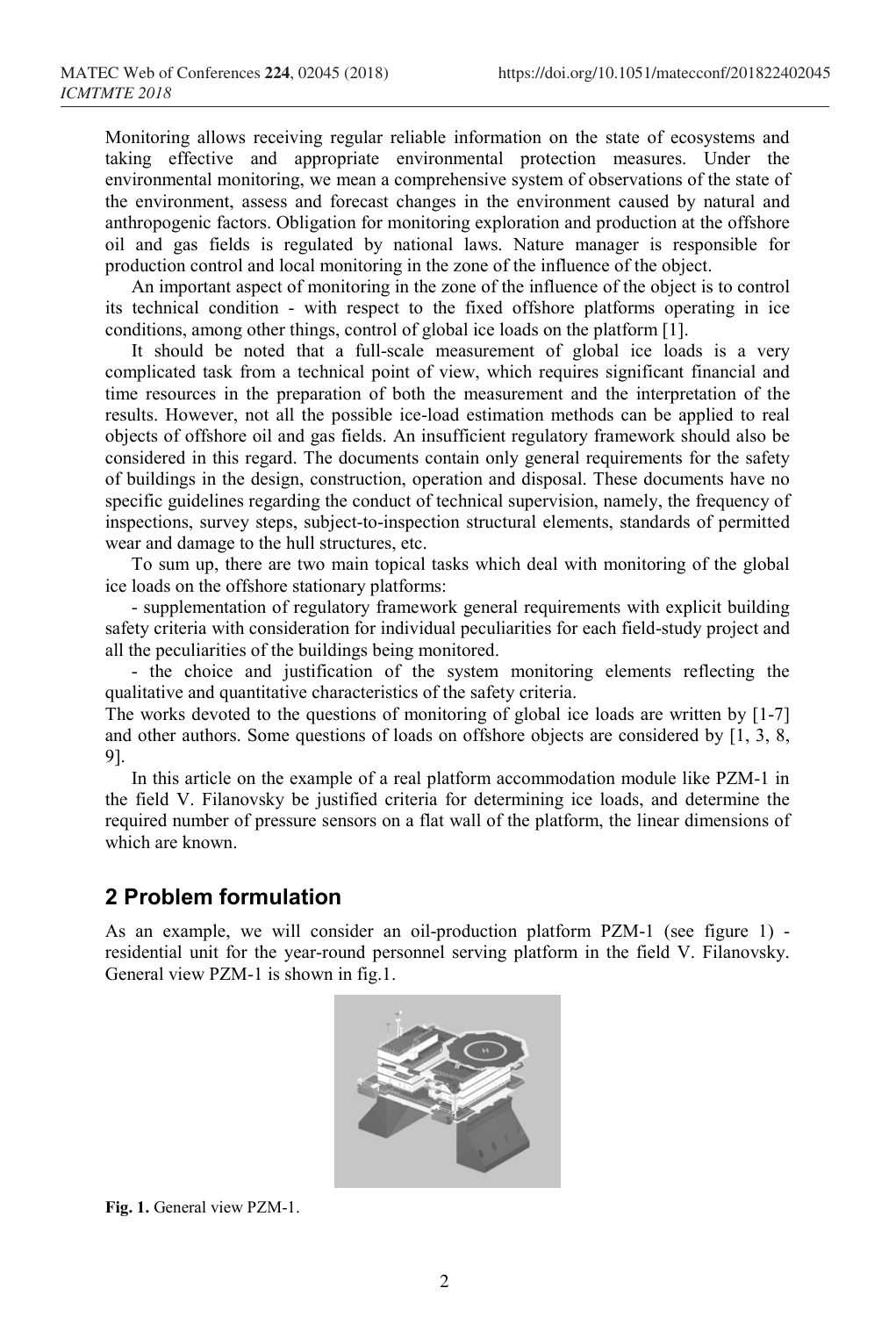Monitoring allows receiving regular reliable information on the state of ecosystems and taking effective and appropriate environmental protection measures. Under the environmental monitoring, we mean a comprehensive system of observations of the state of the environment, assess and forecast changes in the environment caused by natural and anthropogenic factors. Obligation for monitoring exploration and production at the offshore oil and gas fields is regulated by national laws. Nature manager is responsible for production control and local monitoring in the zone of the influence of the object.

An important aspect of monitoring in the zone of the influence of the object is to control its technical condition - with respect to the fixed offshore platforms operating in ice conditions, among other things, control of global ice loads on the platform [1].

It should be noted that a full-scale measurement of global ice loads is a very complicated task from a technical point of view, which requires significant financial and time resources in the preparation of both the measurement and the interpretation of the results. However, not all the possible ice-load estimation methods can be applied to real objects of offshore oil and gas fields. An insufficient regulatory framework should also be considered in this regard. The documents contain only general requirements for the safety of buildings in the design, construction, operation and disposal. These documents have no specific guidelines regarding the conduct of technical supervision, namely, the frequency of inspections, survey steps, subject-to-inspection structural elements, standards of permitted wear and damage to the hull structures, etc.

To sum up, there are two main topical tasks which deal with monitoring of the global ice loads on the offshore stationary platforms:

- supplementation of regulatory framework general requirements with explicit building safety criteria with consideration for individual peculiarities for each field-study project and all the peculiarities of the buildings being monitored.
- the choice and justification of the system monitoring elements reflecting the qualitative and quantitative characteristics of the safety criteria.

The works devoted to the questions of monitoring of global ice loads are written by [1-7] and other authors. Some questions of loads on offshore objects are considered by [1, 3, 8, 9].

In this article on the example of a real platform accommodation module like PZM-1 in the field V. Filanovsky be justified criteria for determining ice loads, and determine the required number of pressure sensors on a flat wall of the platform, the linear dimensions of which are known.

## 2 Problem formulation

As an example, we will consider an oil-production platform PZM-1 (see figure 1) - residential unit for the year-round personnel serving platform in the field V. Filanovsky. General view PZM-1 is shown in fig.1.

**Fig. 1.** General view PZM-1.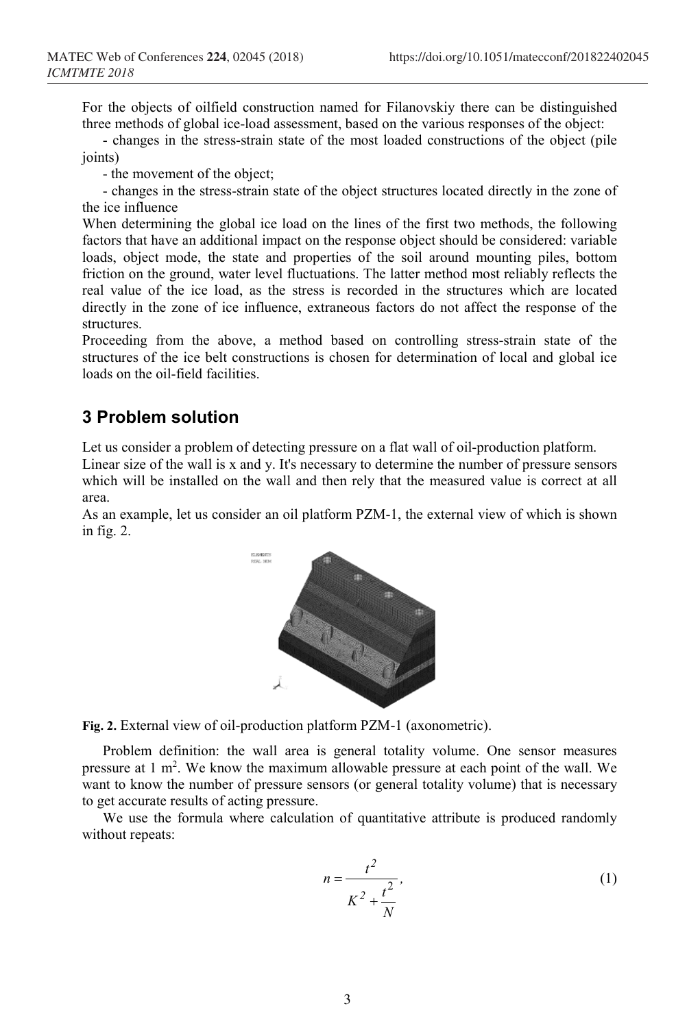For the objects of oilfield construction named for Filanovskiy there can be distinguished three methods of global ice-load assessment, based on the various responses of the object:

- changes in the stress-strain state of the most loaded constructions of the object (pile joints)

- the movement of the object;

- changes in the stress-strain state of the object structures located directly in the zone of the ice influence

When determining the global ice load on the lines of the first two methods, the following factors that have an additional impact on the response object should be considered: variable loads, object mode, the state and properties of the soil around mounting piles, bottom friction on the ground, water level fluctuations. The latter method most reliably reflects the real value of the ice load, as the stress is recorded in the structures which are located directly in the zone of ice influence, extraneous factors do not affect the response of the structures.

Proceeding from the above, a method based on controlling stress-strain state of the structures of the ice belt constructions is chosen for determination of local and global ice loads on the oil-field facilities.

## 3 Problem solution

Let us consider a problem of detecting pressure on a flat wall of oil-production platform.

Linear size of the wall is x and y. It's necessary to determine the number of pressure sensors which will be installed on the wall and then rely that the measured value is correct at all area.

As an example, let us consider an oil platform PZM-1, the external view of which is shown in fig. 2.

**Fig. 2.** External view of oil-production platform PZM-1 (axonometric).

Problem definition: the wall area is general totality volume. One sensor measures pressure at 1 m$^2$. We know the maximum allowable pressure at each point of the wall. We want to know the number of pressure sensors (or general totality volume) that is necessary to get accurate results of acting pressure.

We use the formula where calculation of quantitative attribute is produced randomly without repeats:

$$n = \frac{t^2}{K^2 + \dfrac{t^2}{N}}, \tag{1}$$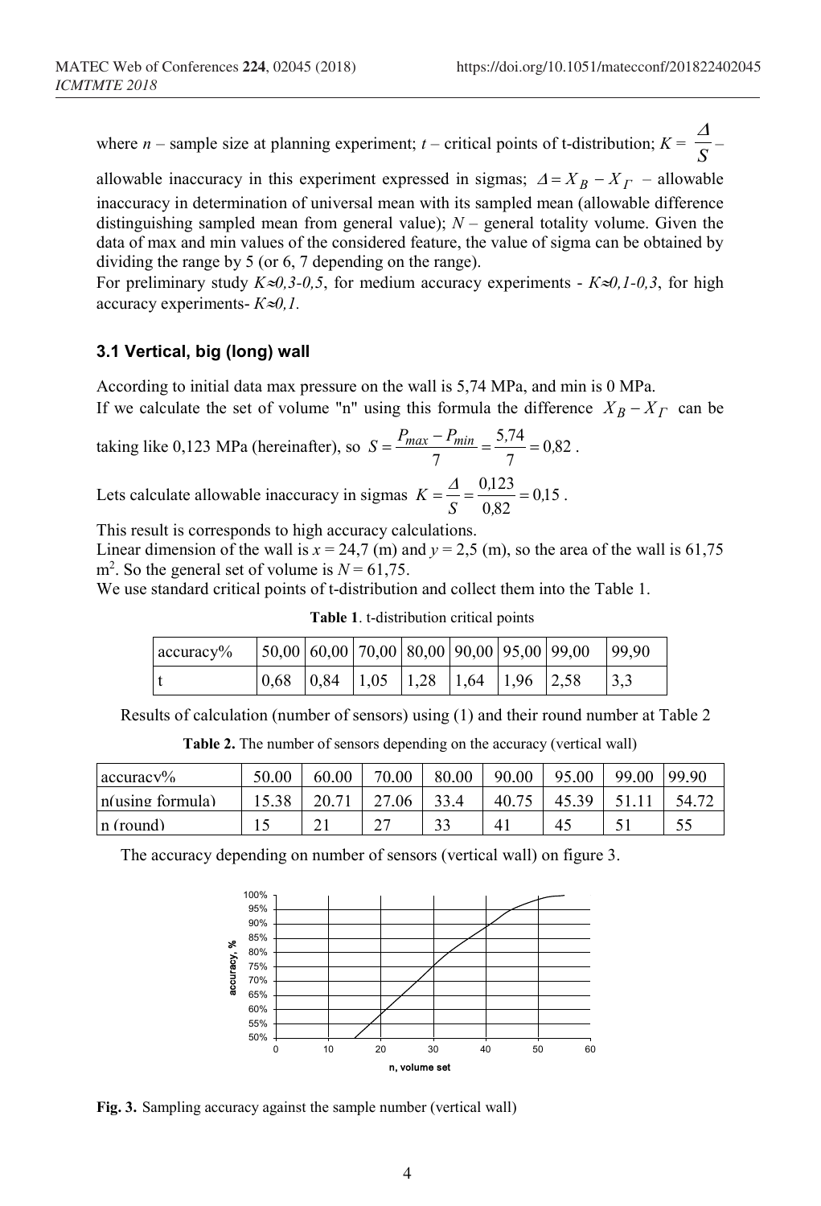where $n$ – sample size at planning experiment; $t$ – critical points of t-distribution; $K = \frac{\Delta}{S}$ – allowable inaccuracy in this experiment expressed in sigmas; $\Delta = X_B - X_\Gamma$ – allowable inaccuracy in determination of universal mean with its sampled mean (allowable difference distinguishing sampled mean from general value); $N$ – general totality volume. Given the data of max and min values of the considered feature, the value of sigma can be obtained by dividing the range by 5 (or 6, 7 depending on the range).

For preliminary study $K \approx 0{,}3\text{-}0{,}5$, for medium accuracy experiments - $K \approx 0{,}1\text{-}0{,}3$, for high accuracy experiments- $K \approx 0{,}1$.

### 3.1 Vertical, big (long) wall

According to initial data max pressure on the wall is 5,74 MPa, and min is 0 MPa.

If we calculate the set of volume "n" using this formula the difference $X_B - X_\Gamma$ can be taking like 0,123 MPa (hereinafter), so $S = \frac{P_{max} - P_{min}}{7} = \frac{5{,}74}{7} = 0{,}82$.

Lets calculate allowable inaccuracy in sigmas $K = \frac{\Delta}{S} = \frac{0{,}123}{0{,}82} = 0{,}15$.

This result is corresponds to high accuracy calculations.

Linear dimension of the wall is $x = 24{,}7$ (m) and $y = 2{,}5$ (m), so the area of the wall is 61,75 m$^2$. So the general set of volume is $N = 61{,}75$.

We use standard critical points of t-distribution and collect them into the Table 1.

**Table 1**. t-distribution critical points

| accuracy% | 50,00 | 60,00 | 70,00 | 80,00 | 90,00 | 95,00 | 99,00 | 99,90 |
|---|---|---|---|---|---|---|---|---|
| t | 0,68 | 0,84 | 1,05 | 1,28 | 1,64 | 1,96 | 2,58 | 3,3 |

Results of calculation (number of sensors) using (1) and their round number at Table 2

**Table 2.** The number of sensors depending on the accuracy (vertical wall)

| accuracy% | 50.00 | 60.00 | 70.00 | 80.00 | 90.00 | 95.00 | 99.00 | 99.90 |
|---|---|---|---|---|---|---|---|---|
| n(using formula) | 15.38 | 20.71 | 27.06 | 33.4 | 40.75 | 45.39 | 51.11 | 54.72 |
| n (round) | 15 | 21 | 27 | 33 | 41 | 45 | 51 | 55 |

The accuracy depending on number of sensors (vertical wall) on figure 3.

**Fig. 3.** Sampling accuracy against the sample number (vertical wall)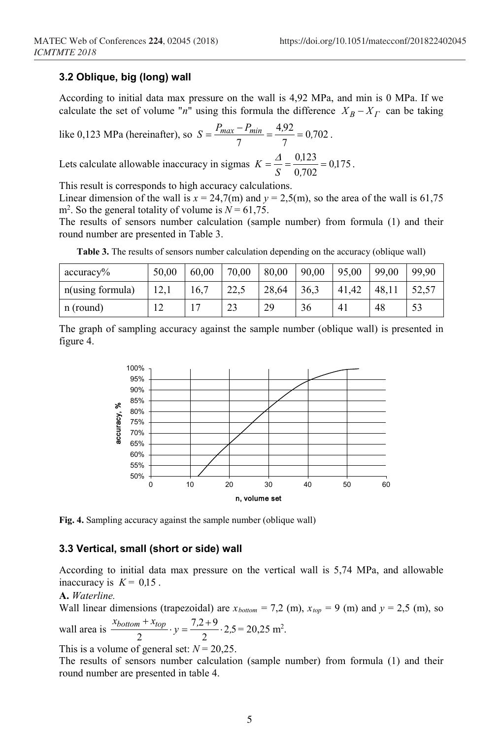### 3.2 Oblique, big (long) wall

According to initial data max pressure on the wall is 4,92 MPa, and min is 0 MPa. If we calculate the set of volume "*n*" using this formula the difference $X_B - X_\Gamma$ can be taking like 0,123 MPa (hereinafter), so $S = \frac{P_{max} - P_{min}}{7} = \frac{4{,}92}{7} = 0{,}702$.

Lets calculate allowable inaccuracy in sigmas $K = \frac{\Delta}{S} = \frac{0{,}123}{0{,}702} = 0{,}175$.

This result is corresponds to high accuracy calculations.

Linear dimension of the wall is $x = 24{,}7$(m) and $y = 2{,}5$(m), so the area of the wall is 61,75 m$^2$. So the general totality of volume is $N = 61{,}75$.

The results of sensors number calculation (sample number) from formula (1) and their round number are presented in Table 3.

**Table 3.** The results of sensors number calculation depending on the accuracy (oblique wall)

| accuracy% | 50,00 | 60,00 | 70,00 | 80,00 | 90,00 | 95,00 | 99,00 | 99,90 |
|---|---|---|---|---|---|---|---|---|
| n(using formula) | 12,1 | 16,7 | 22,5 | 28,64 | 36,3 | 41,42 | 48,11 | 52,57 |
| n (round) | 12 | 17 | 23 | 29 | 36 | 41 | 48 | 53 |

The graph of sampling accuracy against the sample number (oblique wall) is presented in figure 4.

**Fig. 4.** Sampling accuracy against the sample number (oblique wall)

### 3.3 Vertical, small (short or side) wall

According to initial data max pressure on the vertical wall is 5,74 MPa, and allowable inaccuracy is $K = 0{,}15$.

**A.** *Waterline.*

Wall linear dimensions (trapezoidal) are $x_{bottom} = 7{,}2$ (m), $x_{top} = 9$ (m) and $y = 2{,}5$ (m), so wall area is $\frac{x_{bottom} + x_{top}}{2} \cdot y = \frac{7{,}2 + 9}{2} \cdot 2{,}5 = 20{,}25$ m$^2$.

This is a volume of general set: $N = 20{,}25$.

The results of sensors number calculation (sample number) from formula (1) and their round number are presented in table 4.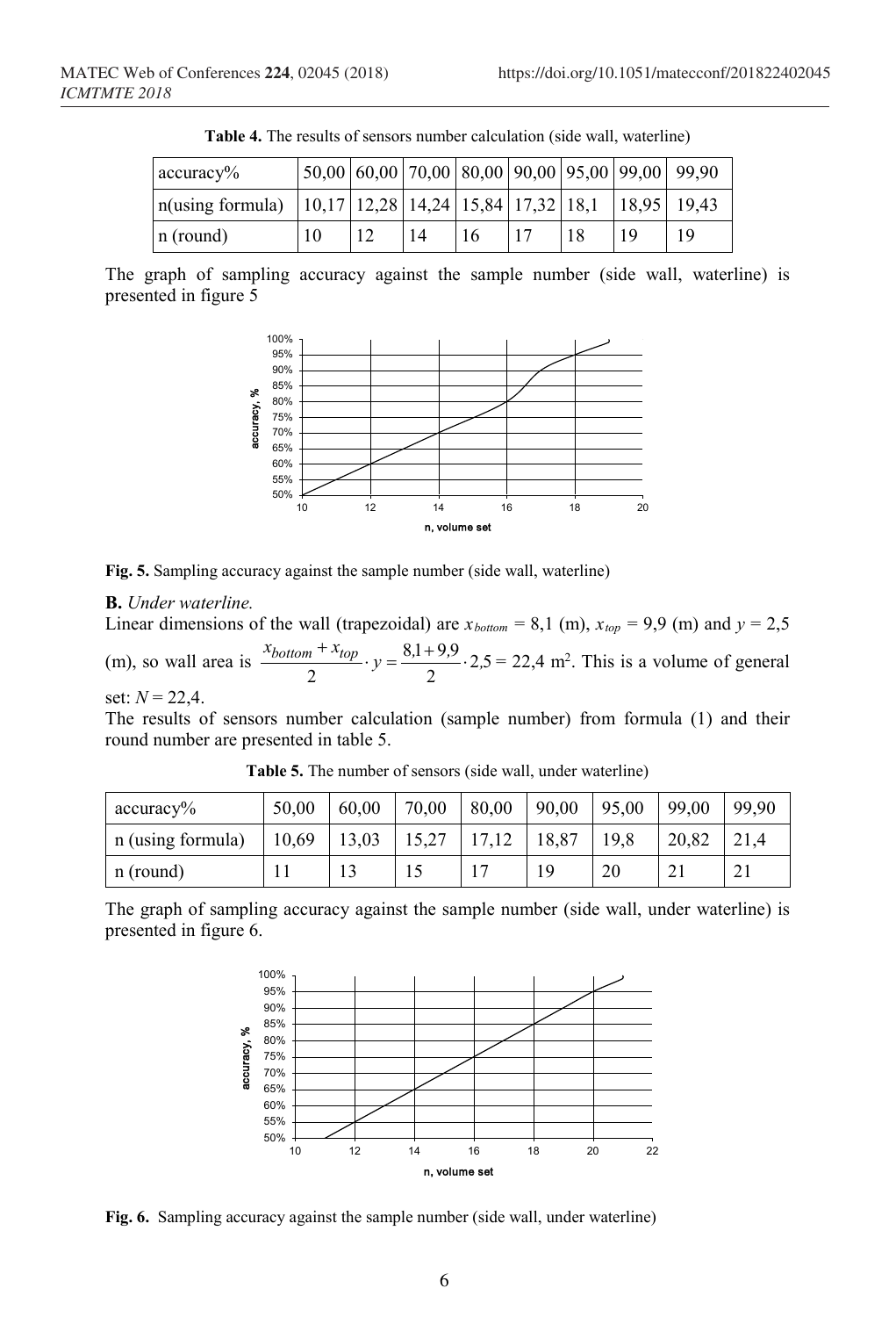**Table 4.** The results of sensors number calculation (side wall, waterline)

| accuracy% | 50,00 | 60,00 | 70,00 | 80,00 | 90,00 | 95,00 | 99,00 | 99,90 |
|---|---|---|---|---|---|---|---|---|
| n(using formula) | 10,17 | 12,28 | 14,24 | 15,84 | 17,32 | 18,1 | 18,95 | 19,43 |
| n (round) | 10 | 12 | 14 | 16 | 17 | 18 | 19 | 19 |

The graph of sampling accuracy against the sample number (side wall, waterline) is presented in figure 5

**Fig. 5.** Sampling accuracy against the sample number (side wall, waterline)

**B.** *Under waterline.*

Linear dimensions of the wall (trapezoidal) are $x_{bottom} = 8{,}1$ (m), $x_{top} = 9{,}9$ (m) and $y = 2{,}5$ (m), so wall area is $\frac{x_{bottom} + x_{top}}{2} \cdot y = \frac{8{,}1 + 9{,}9}{2} \cdot 2{,}5 = 22{,}4$ m$^2$. This is a volume of general set: $N = 22{,}4$.

The results of sensors number calculation (sample number) from formula (1) and their round number are presented in table 5.

**Table 5.** The number of sensors (side wall, under waterline)

| accuracy% | 50,00 | 60,00 | 70,00 | 80,00 | 90,00 | 95,00 | 99,00 | 99,90 |
|---|---|---|---|---|---|---|---|---|
| n (using formula) | 10,69 | 13,03 | 15,27 | 17,12 | 18,87 | 19,8 | 20,82 | 21,4 |
| n (round) | 11 | 13 | 15 | 17 | 19 | 20 | 21 | 21 |

The graph of sampling accuracy against the sample number (side wall, under waterline) is presented in figure 6.

**Fig. 6.** Sampling accuracy against the sample number (side wall, under waterline)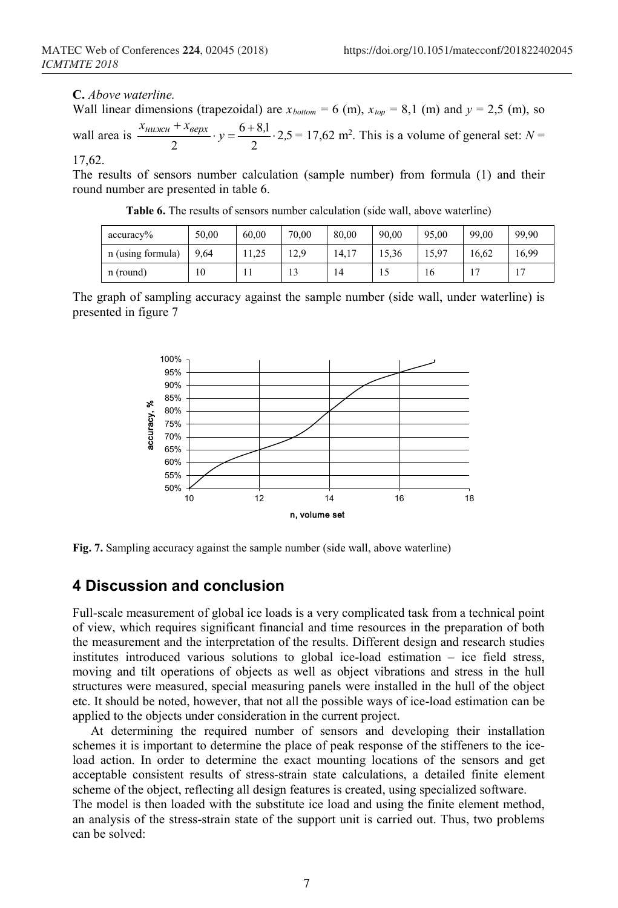**C.** *Above waterline.*

Wall linear dimensions (trapezoidal) are $x_{bottom} = 6$ (m), $x_{top} = 8{,}1$ (m) and $y = 2{,}5$ (m), so wall area is $\frac{x_{нижн} + x_{верх}}{2} \cdot y = \frac{6 + 8{,}1}{2} \cdot 2{,}5 = 17{,}62$ m$^2$. This is a volume of general set: $N = 17{,}62$.

The results of sensors number calculation (sample number) from formula (1) and their round number are presented in table 6.

**Table 6.** The results of sensors number calculation (side wall, above waterline)

| accuracy% | 50,00 | 60,00 | 70,00 | 80,00 | 90,00 | 95,00 | 99,00 | 99,90 |
|---|---|---|---|---|---|---|---|---|
| n (using formula) | 9,64 | 11,25 | 12,9 | 14,17 | 15,36 | 15,97 | 16,62 | 16,99 |
| n (round) | 10 | 11 | 13 | 14 | 15 | 16 | 17 | 17 |

The graph of sampling accuracy against the sample number (side wall, under waterline) is presented in figure 7

**Fig. 7.** Sampling accuracy against the sample number (side wall, above waterline)

# 4 Discussion and conclusion

Full-scale measurement of global ice loads is a very complicated task from a technical point of view, which requires significant financial and time resources in the preparation of both the measurement and the interpretation of the results. Different design and research studies institutes introduced various solutions to global ice-load estimation – ice field stress, moving and tilt operations of objects as well as object vibrations and stress in the hull structures were measured, special measuring panels were installed in the hull of the object etc. It should be noted, however, that not all the possible ways of ice-load estimation can be applied to the objects under consideration in the current project.

At determining the required number of sensors and developing their installation schemes it is important to determine the place of peak response of the stiffeners to the ice-load action. In order to determine the exact mounting locations of the sensors and get acceptable consistent results of stress-strain state calculations, a detailed finite element scheme of the object, reflecting all design features is created, using specialized software.

The model is then loaded with the substitute ice load and using the finite element method, an analysis of the stress-strain state of the support unit is carried out. Thus, two problems can be solved: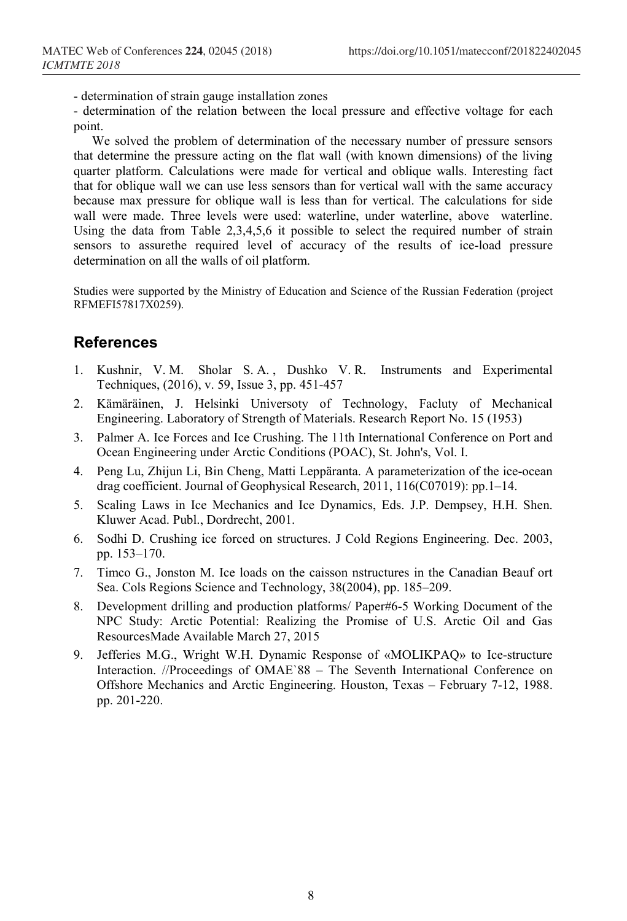- determination of strain gauge installation zones
- determination of the relation between the local pressure and effective voltage for each point.

We solved the problem of determination of the necessary number of pressure sensors that determine the pressure acting on the flat wall (with known dimensions) of the living quarter platform. Calculations were made for vertical and oblique walls. Interesting fact that for oblique wall we can use less sensors than for vertical wall with the same accuracy because max pressure for oblique wall is less than for vertical. The calculations for side wall were made. Three levels were used: waterline, under waterline, above waterline. Using the data from Table 2,3,4,5,6 it possible to select the required number of strain sensors to assurethe required level of accuracy of the results of ice-load pressure determination on all the walls of oil platform.

Studies were supported by the Ministry of Education and Science of the Russian Federation (project RFMEFI57817X0259).

## References

1. Kushnir, V. M. Sholar S. A. , Dushko V. R. Instruments and Experimental Techniques, (2016), v. 59, Issue 3, pp. 451-457
2. Kämäräinen, J. Helsinki Universoty of Technology, Facluty of Mechanical Engineering. Laboratory of Strength of Materials. Research Report No. 15 (1953)
3. Palmer A. Ice Forces and Ice Crushing. The 11th International Conference on Port and Ocean Engineering under Arctic Conditions (POAC), St. John's, Vol. I.
4. Peng Lu, Zhijun Li, Bin Cheng, Matti Leppäranta. A parameterization of the ice-ocean drag coefficient. Journal of Geophysical Research, 2011, 116(C07019): pp.1–14.
5. Scaling Laws in Ice Mechanics and Ice Dynamics, Eds. J.P. Dempsey, H.H. Shen. Kluwer Acad. Publ., Dordrecht, 2001.
6. Sodhi D. Crushing ice forced on structures. J Cold Regions Engineering. Dec. 2003, pp. 153–170.
7. Timco G., Jonston M. Ice loads on the caisson nstructures in the Canadian Beauf ort Sea. Cols Regions Science and Technology, 38(2004), pp. 185–209.
8. Development drilling and production platforms/ Paper#6-5 Working Document of the NPC Study: Arctic Potential: Realizing the Promise of U.S. Arctic Oil and Gas ResourcesMade Available March 27, 2015
9. Jefferies M.G., Wright W.H. Dynamic Response of «MOLIKPAQ» to Ice-structure Interaction. //Proceedings of OMAE`88 – The Seventh International Conference on Offshore Mechanics and Arctic Engineering. Houston, Texas – February 7-12, 1988. pp. 201-220.